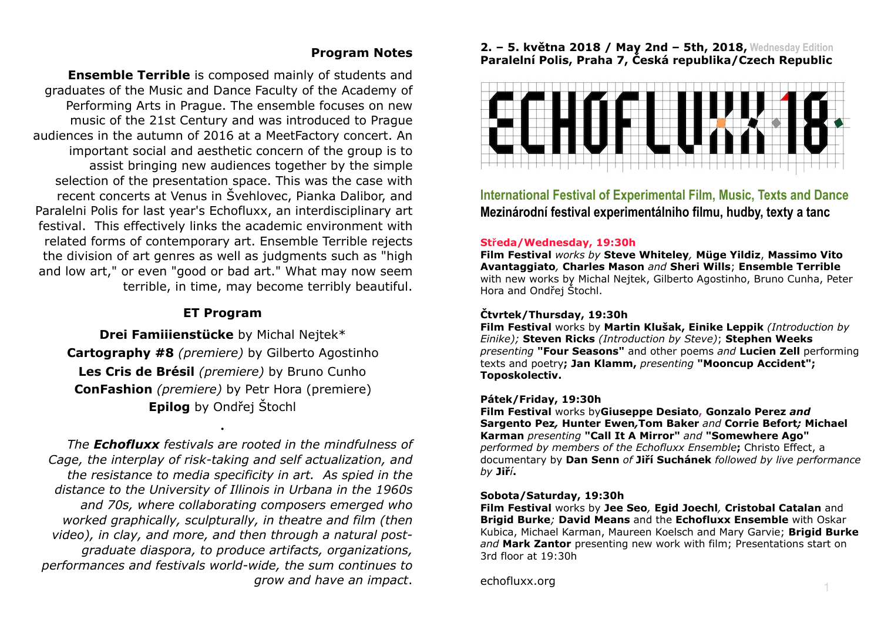## Program Notes

**Ensemble Terrible** is composed mainly of students and graduates of the Music and Dance Faculty of the Academy of Performing Arts in Prague. The ensemble focuses on new music of the 21st Century and was introduced to Prague audiences in the autumn of 2016 at a MeetFactory concert. An important social and aesthetic concern of the group is to assist bringing new audiences together by the simple selection of the presentation space. This was the case with recent concerts at Venus in Švehlovec, Pianka Dalibor, and Paralelni Polis for last year's Echofluxx, an interdisciplinary art festival. This effectively links the academic environment with related forms of contemporary art. Ensemble Terrible rejects the division of art genres as well as judgments such as "high and low art," or even "good or bad art." What may now seem terrible, in time, may become terribly beautiful.

### ET Program

**Drei Famiiienstücke** by Michal Nejtek*
**Cartography #8** *(premiere)* by Gilberto Agostinho
**Les Cris de Brésil** *(premiere)* by Bruno Cunho
**ConFashion** *(premiere)* by Petr Hora (premiere)
**Epilog** by Ondřej Štochl

•

*The **Echofluxx** festivals are rooted in the mindfulness of Cage, the interplay of risk-taking and self actualization, and the resistance to media specificity in art. As spied in the distance to the University of Illinois in Urbana in the 1960s and 70s, where collaborating composers emerged who worked graphically, sculpturally, in theatre and film (then video), in clay, and more, and then through a natural post-graduate diaspora, to produce artifacts, organizations, performances and festivals world-wide, the sum continues to grow and have an impact*.

**2. – 5. května 2018 / May 2nd – 5th, 2018,** Wednesday Edition
**Paralelní Polis, Praha 7, Česká republika/Czech Republic**

# ECHOFLUXX 18

## International Festival of Experimental Film, Music, Texts and Dance
## Mezinárodní festival experimentálniho filmu, hudby, texty a tanc

**Středa/Wednesday, 19:30h**
**Film Festival** *works by* **Steve Whiteley***,* **Müge Yildiz**, **Massimo Vito Avantaggiato***,* **Charles Mason** *and* **Sheri Wills**; **Ensemble Terrible** with new works by Michal Nejtek, Gilberto Agostinho, Bruno Cunha, Peter Hora and Ondřej Štochl.

**Čtvrtek/Thursday, 19:30h**
**Film Festival** works by **Martin Klušak, Einike Leppik** *(Introduction by Einike);* **Steven Ricks** *(Introduction by Steve)*; **Stephen Weeks** *presenting* **"Four Seasons"** and other poems *and* **Lucien Zell** performing texts and poetry**; Jan Klamm,** *presenting* **"Mooncup Accident"; Toposkolectiv.**

**Pátek/Friday, 19:30h**
**Film Festival** works by**Giuseppe Desiato, Gonzalo Perez *and* Sargento Pez***,* **Hunter Ewen***,***Tom Baker** *and* **Corrie Befort***;* **Michael Karman** *presenting* **"Call It A Mirror"** *and* **"Somewhere Ago"** *performed by members of the Echofluxx Ensemble***;** Christo Effect, a documentary by **Dan Senn** *of* **Jiří Suchánek** *followed by live performance by* **Jiří.**

**Sobota/Saturday, 19:30h**
**Film Festival** works by **Jee Seo***,* **Egid Joechl***,* **Cristobal Catalan** and **Brigid Burke***;* **David Means** and the **Echofluxx Ensemble** with Oskar Kubica, Michael Karman, Maureen Koelsch and Mary Garvie; **Brigid Burke** *and* **Mark Zantor** presenting new work with film; Presentations start on 3rd floor at 19:30h

echofluxx.org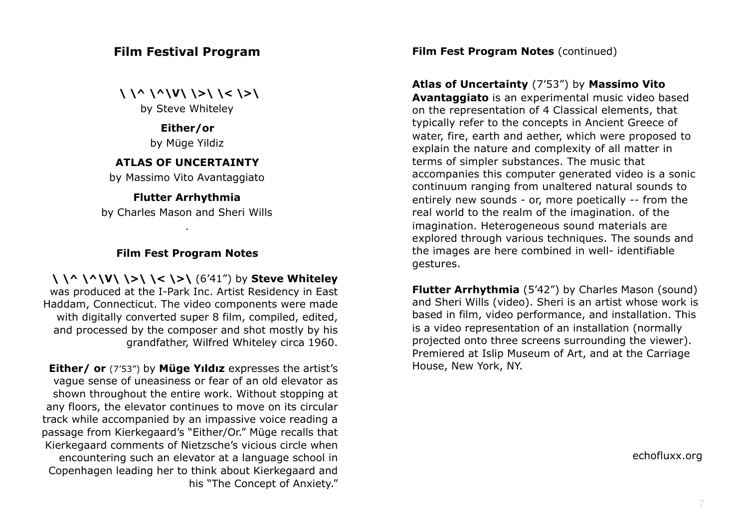## Film Festival Program

**\ \^ \^\V\ \>\ \< \>\**
by Steve Whiteley

**Either/or**
by Müge Yildiz

**ATLAS OF UNCERTAINTY**
by Massimo Vito Avantaggiato

**Flutter Arrhythmia**
by Charles Mason and Sheri Wills

.

### Film Fest Program Notes

**\ \^ \^\V\ \>\ \< \>\** (6'41") by **Steve Whiteley** was produced at the I-Park Inc. Artist Residency in East Haddam, Connecticut. The video components were made with digitally converted super 8 film, compiled, edited, and processed by the composer and shot mostly by his grandfather, Wilfred Whiteley circa 1960.

**Either/ or** (7'53") by **Müge Yıldız** expresses the artist's vague sense of uneasiness or fear of an old elevator as shown throughout the entire work. Without stopping at any floors, the elevator continues to move on its circular track while accompanied by an impassive voice reading a passage from Kierkegaard's "Either/Or." Müge recalls that Kierkegaard comments of Nietzsche's vicious circle when encountering such an elevator at a language school in Copenhagen leading her to think about Kierkegaard and his "The Concept of Anxiety."

**Film Fest Program Notes** (continued)

**Atlas of Uncertainty** (7'53") by **Massimo Vito Avantaggiato** is an experimental music video based on the representation of 4 Classical elements, that typically refer to the concepts in Ancient Greece of water, fire, earth and aether, which were proposed to explain the nature and complexity of all matter in terms of simpler substances. The music that accompanies this computer generated video is a sonic continuum ranging from unaltered natural sounds to entirely new sounds - or, more poetically -- from the real world to the realm of the imagination. of the imagination. Heterogeneous sound materials are explored through various techniques. The sounds and the images are here combined in well- identifiable gestures.

**Flutter Arrhythmia** (5'42") by Charles Mason (sound) and Sheri Wills (video). Sheri is an artist whose work is based in film, video performance, and installation. This is a video representation of an installation (normally projected onto three screens surrounding the viewer). Premiered at Islip Museum of Art, and at the Carriage House, New York, NY.

echofluxx.org